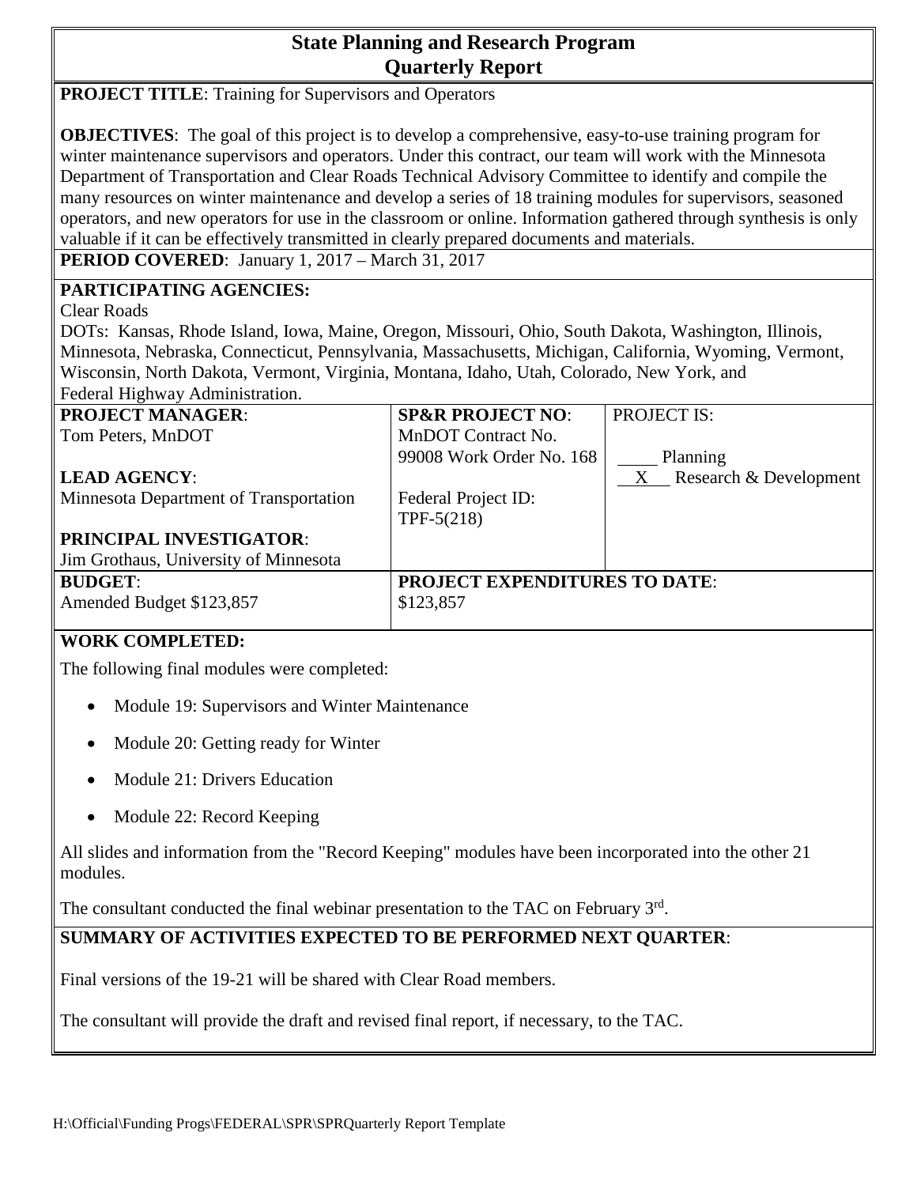# State Planning and Research Program
# Quarterly Report

**PROJECT TITLE**: Training for Supervisors and Operators

**OBJECTIVES**: The goal of this project is to develop a comprehensive, easy-to-use training program for winter maintenance supervisors and operators. Under this contract, our team will work with the Minnesota Department of Transportation and Clear Roads Technical Advisory Committee to identify and compile the many resources on winter maintenance and develop a series of 18 training modules for supervisors, seasoned operators, and new operators for use in the classroom or online. Information gathered through synthesis is only valuable if it can be effectively transmitted in clearly prepared documents and materials.

**PERIOD COVERED**: January 1, 2017 – March 31, 2017

**PARTICIPATING AGENCIES:**
Clear Roads
DOTs: Kansas, Rhode Island, Iowa, Maine, Oregon, Missouri, Ohio, South Dakota, Washington, Illinois, Minnesota, Nebraska, Connecticut, Pennsylvania, Massachusetts, Michigan, California, Wyoming, Vermont, Wisconsin, North Dakota, Vermont, Virginia, Montana, Idaho, Utah, Colorado, New York, and Federal Highway Administration.

| **PROJECT MANAGER**: Tom Peters, MnDOT<br><br>**LEAD AGENCY**: Minnesota Department of Transportation<br><br>**PRINCIPAL INVESTIGATOR**: Jim Grothaus, University of Minnesota | **SP&R PROJECT NO**: MnDOT Contract No. 99008 Work Order No. 168<br><br>Federal Project ID: TPF-5(218) | PROJECT IS:<br><br>\_\_\_\_ Planning<br>\_X\_ Research & Development |
|---|---|---|
| **BUDGET**: Amended Budget $123,857 | **PROJECT EXPENDITURES TO DATE**: $123,857 | |

**WORK COMPLETED:**

The following final modules were completed:

- Module 19: Supervisors and Winter Maintenance
- Module 20: Getting ready for Winter
- Module 21: Drivers Education
- Module 22: Record Keeping

All slides and information from the "Record Keeping" modules have been incorporated into the other 21 modules.

The consultant conducted the final webinar presentation to the TAC on February 3rd.

**SUMMARY OF ACTIVITIES EXPECTED TO BE PERFORMED NEXT QUARTER**:

Final versions of the 19-21 will be shared with Clear Road members.

The consultant will provide the draft and revised final report, if necessary, to the TAC.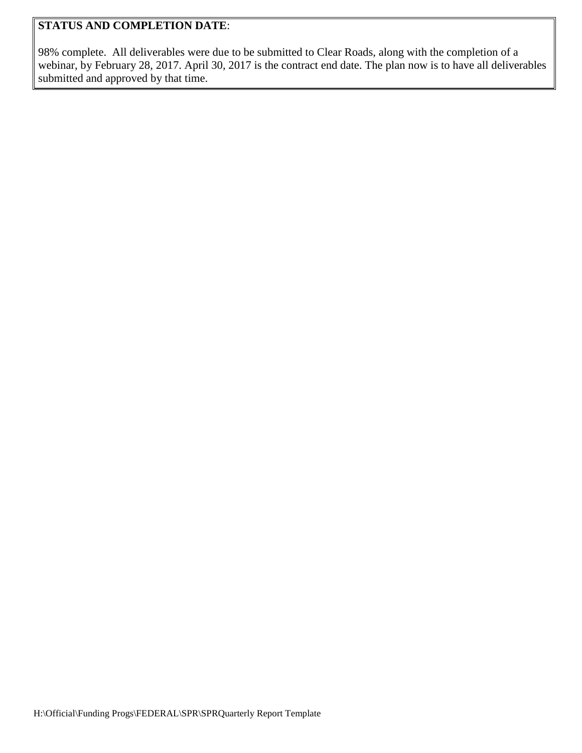**STATUS AND COMPLETION DATE**:

98% complete. All deliverables were due to be submitted to Clear Roads, along with the completion of a webinar, by February 28, 2017. April 30, 2017 is the contract end date. The plan now is to have all deliverables submitted and approved by that time.